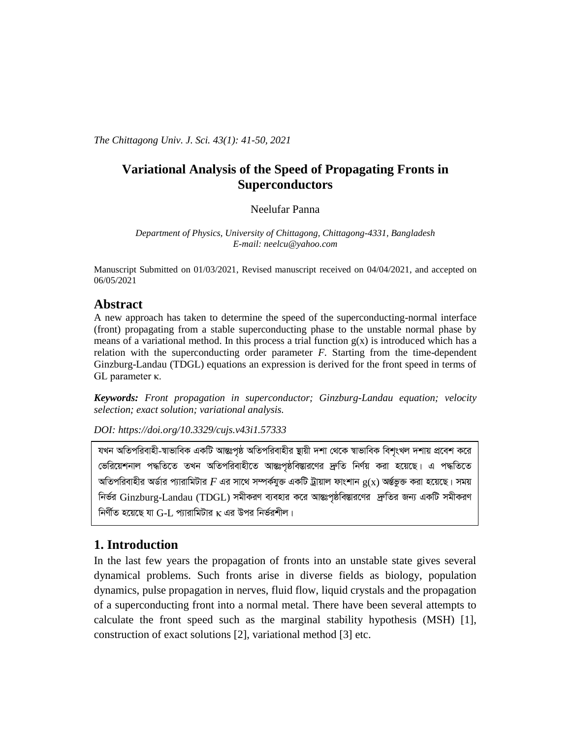*The Chittagong Univ. J. Sci. 43(1): 41-50, 2021*

# Variational Analysis of the Speed of Propagating Fronts in Superconductors

Neelufar Panna

*Department of Physics, University of Chittagong, Chittagong-4331, Bangladesh*
*E-mail: neelcu@yahoo.com*

Manuscript Submitted on 01/03/2021, Revised manuscript received on 04/04/2021, and accepted on 06/05/2021

## Abstract

A new approach has taken to determine the speed of the superconducting-normal interface (front) propagating from a stable superconducting phase to the unstable normal phase by means of a variational method. In this process a trial function g(x) is introduced which has a relation with the superconducting order parameter *F*. Starting from the time-dependent Ginzburg-Landau (TDGL) equations an expression is derived for the front speed in terms of GL parameter κ.

***Keywords:*** *Front propagation in superconductor; Ginzburg-Landau equation; velocity selection; exact solution; variational analysis.*

*DOI: https://doi.org/10.3329/cujs.v43i1.57333*

যখন অতিপরিবাহী-স্বাভাবিক একটি আন্তঃপৃষ্ঠ অতিপরিবাহীর স্থায়ী দশা থেকে স্বাভাবিক বিশৃংখল দশায় প্রবেশ করে ভেরিয়েশনাল পদ্ধতিতে তখন অতিপরিবাহীতে আন্তঃপৃষ্ঠবিস্তারণের দ্রুতি নির্ণয় করা হয়েছে। এ পদ্ধতিতে অতিপরিবাহীর অর্ডার প্যারামিটার $F$ এর সাথে সম্পর্কযুক্ত একটি ট্রায়াল ফাংশান g(x) অর্ন্তভুক্ত করা হয়েছে। সময় নির্ভর Ginzburg-Landau (TDGL) সমীকরণ ব্যবহার করে আন্তঃপৃষ্ঠবিস্তারণের দ্রুতির জন্য একটি সমীকরণ নির্ণীত হয়েছে যা G-L প্যারামিটার κ এর উপর নির্ভরশীল।

## 1. Introduction

In the last few years the propagation of fronts into an unstable state gives several dynamical problems. Such fronts arise in diverse fields as biology, population dynamics, pulse propagation in nerves, fluid flow, liquid crystals and the propagation of a superconducting front into a normal metal. There have been several attempts to calculate the front speed such as the marginal stability hypothesis (MSH) [1], construction of exact solutions [2], variational method [3] etc.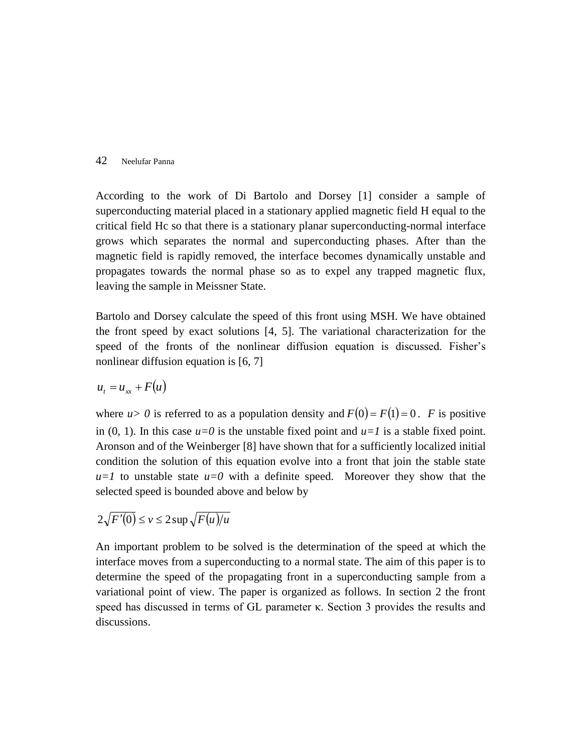According to the work of Di Bartolo and Dorsey [1] consider a sample of superconducting material placed in a stationary applied magnetic field H equal to the critical field Hc so that there is a stationary planar superconducting-normal interface grows which separates the normal and superconducting phases. After than the magnetic field is rapidly removed, the interface becomes dynamically unstable and propagates towards the normal phase so as to expel any trapped magnetic flux, leaving the sample in Meissner State.

Bartolo and Dorsey calculate the speed of this front using MSH. We have obtained the front speed by exact solutions [4, 5]. The variational characterization for the speed of the fronts of the nonlinear diffusion equation is discussed. Fisher's nonlinear diffusion equation is [6, 7]

$$u_t = u_{xx} + F(u)$$

where $u > 0$ is referred to as a population density and $F(0) = F(1) = 0$. $F$ is positive in (0, 1). In this case $u=0$ is the unstable fixed point and $u=1$ is a stable fixed point. Aronson and of the Weinberger [8] have shown that for a sufficiently localized initial condition the solution of this equation evolve into a front that join the stable state $u=1$ to unstable state $u=0$ with a definite speed. Moreover they show that the selected speed is bounded above and below by

$$2\sqrt{F'(0)} \leq v \leq 2\sup\sqrt{F(u)/u}$$

An important problem to be solved is the determination of the speed at which the interface moves from a superconducting to a normal state. The aim of this paper is to determine the speed of the propagating front in a superconducting sample from a variational point of view. The paper is organized as follows. In section 2 the front speed has discussed in terms of GL parameter κ. Section 3 provides the results and discussions.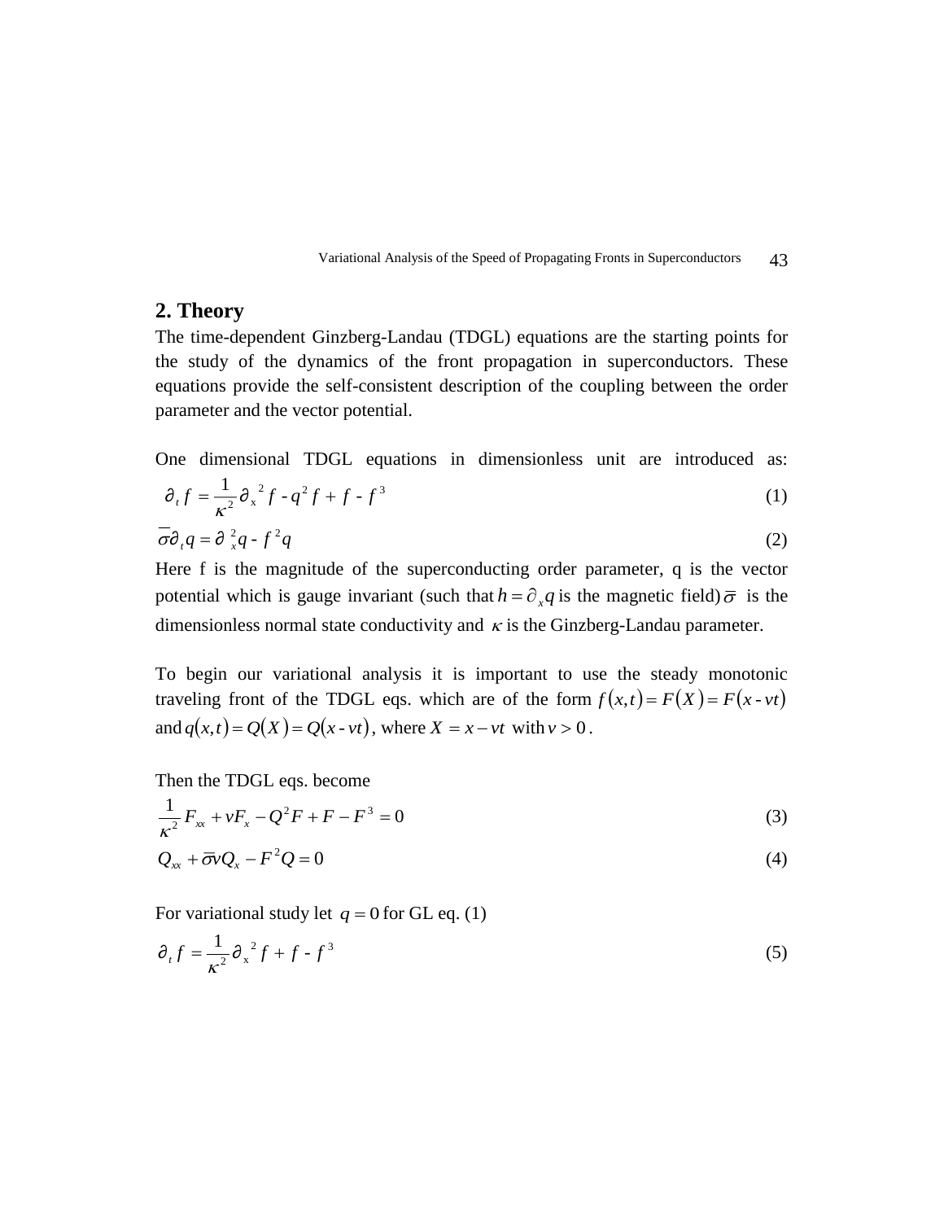## 2. Theory

The time-dependent Ginzberg-Landau (TDGL) equations are the starting points for the study of the dynamics of the front propagation in superconductors. These equations provide the self-consistent description of the coupling between the order parameter and the vector potential.

One dimensional TDGL equations in dimensionless unit are introduced as:

$$\partial_t f = \frac{1}{\kappa^2}\partial_x{}^2 f - q^2 f + f - f^3 \tag{1}$$

$$\bar{\sigma}\partial_t q = \partial_x^2 q - f^2 q \tag{2}$$

Here f is the magnitude of the superconducting order parameter, q is the vector potential which is gauge invariant (such that $h = \partial_x q$ is the magnetic field) $\bar{\sigma}$ is the dimensionless normal state conductivity and $\kappa$ is the Ginzberg-Landau parameter.

To begin our variational analysis it is important to use the steady monotonic traveling front of the TDGL eqs. which are of the form $f(x,t) = F(X) = F(x - vt)$ and $q(x,t) = Q(X) = Q(x - vt)$, where $X = x - vt$ with $v > 0$.

Then the TDGL eqs. become

$$\frac{1}{\kappa^2}F_{xx} + vF_x - Q^2 F + F - F^3 = 0 \tag{3}$$

$$Q_{xx} + \bar{\sigma}vQ_x - F^2 Q = 0 \tag{4}$$

For variational study let $q = 0$ for GL eq. (1)

$$\partial_t f = \frac{1}{\kappa^2}\partial_x{}^2 f + f - f^3 \tag{5}$$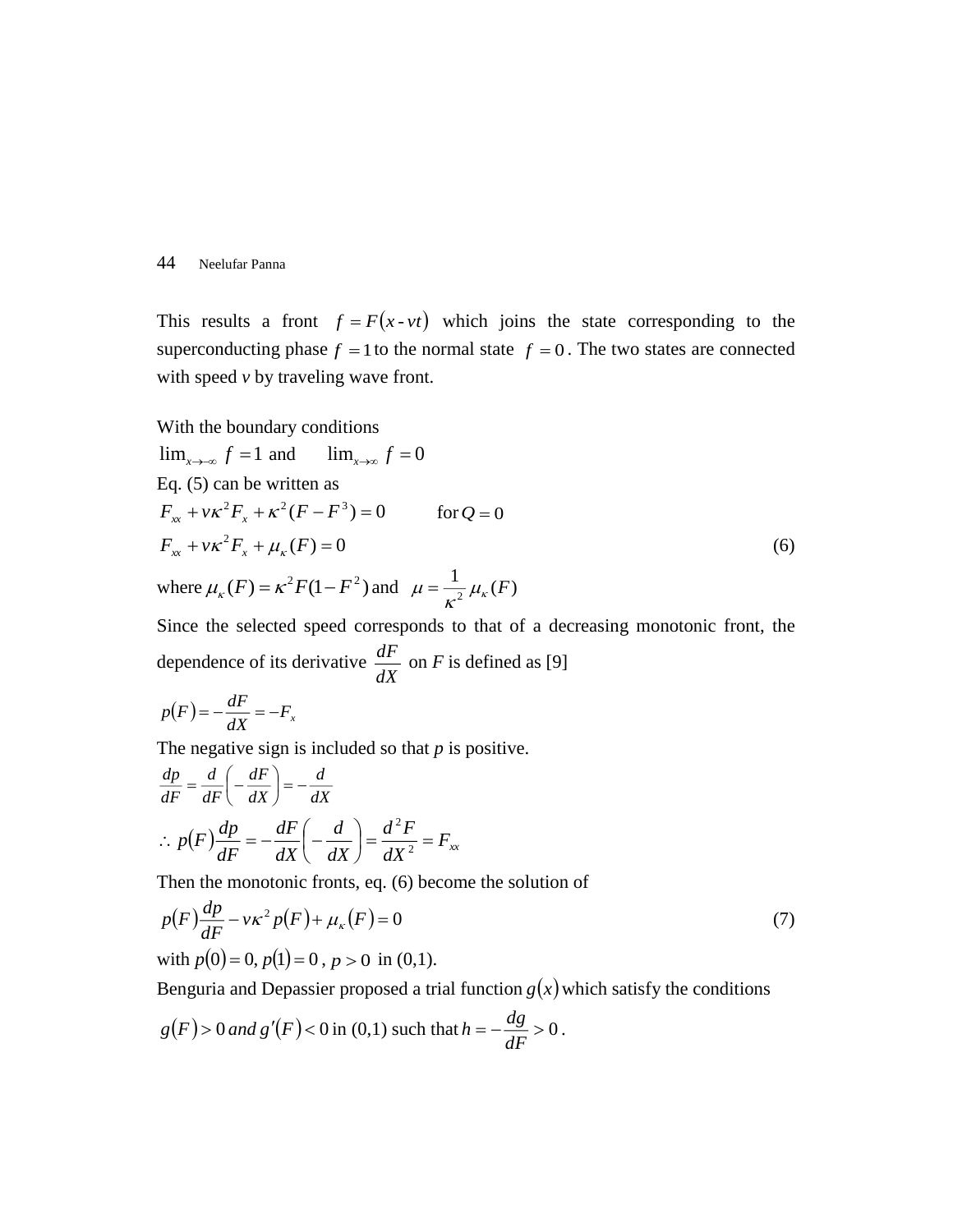This results a front $f = F(x - vt)$ which joins the state corresponding to the superconducting phase $f = 1$ to the normal state $f = 0$. The two states are connected with speed *v* by traveling wave front.

With the boundary conditions

$\lim_{x\to-\infty} f = 1$ and $\lim_{x\to\infty} f = 0$

Eq. (5) can be written as

$$F_{xx} + v\kappa^2 F_x + \kappa^2 (F - F^3) = 0 \qquad \text{for } Q = 0$$

$$F_{xx} + v\kappa^2 F_x + \mu_\kappa (F) = 0 \tag{6}$$

where $\mu_\kappa (F) = \kappa^2 F(1 - F^2)$ and $\mu = \frac{1}{\kappa^2}\mu_\kappa (F)$

Since the selected speed corresponds to that of a decreasing monotonic front, the dependence of its derivative $\frac{dF}{dX}$ on *F* is defined as [9]

$$p(F) = -\frac{dF}{dX} = -F_x$$

The negative sign is included so that *p* is positive.

$$\frac{dp}{dF} = \frac{d}{dF}\left(-\frac{dF}{dX}\right) = -\frac{d}{dX}$$

$$\therefore\ p(F)\frac{dp}{dF} = -\frac{dF}{dX}\left(-\frac{d}{dX}\right) = \frac{d^2F}{dX^2} = F_{xx}$$

Then the monotonic fronts, eq. (6) become the solution of

$$p(F)\frac{dp}{dF} - v\kappa^2 p(F) + \mu_\kappa (F) = 0 \tag{7}$$

with $p(0) = 0, p(1) = 0$, $p > 0$ in (0,1).

Benguria and Depassier proposed a trial function $g(x)$ which satisfy the conditions

$g(F) > 0$ *and* $g'(F) < 0$ in (0,1) such that $h = -\frac{dg}{dF} > 0$.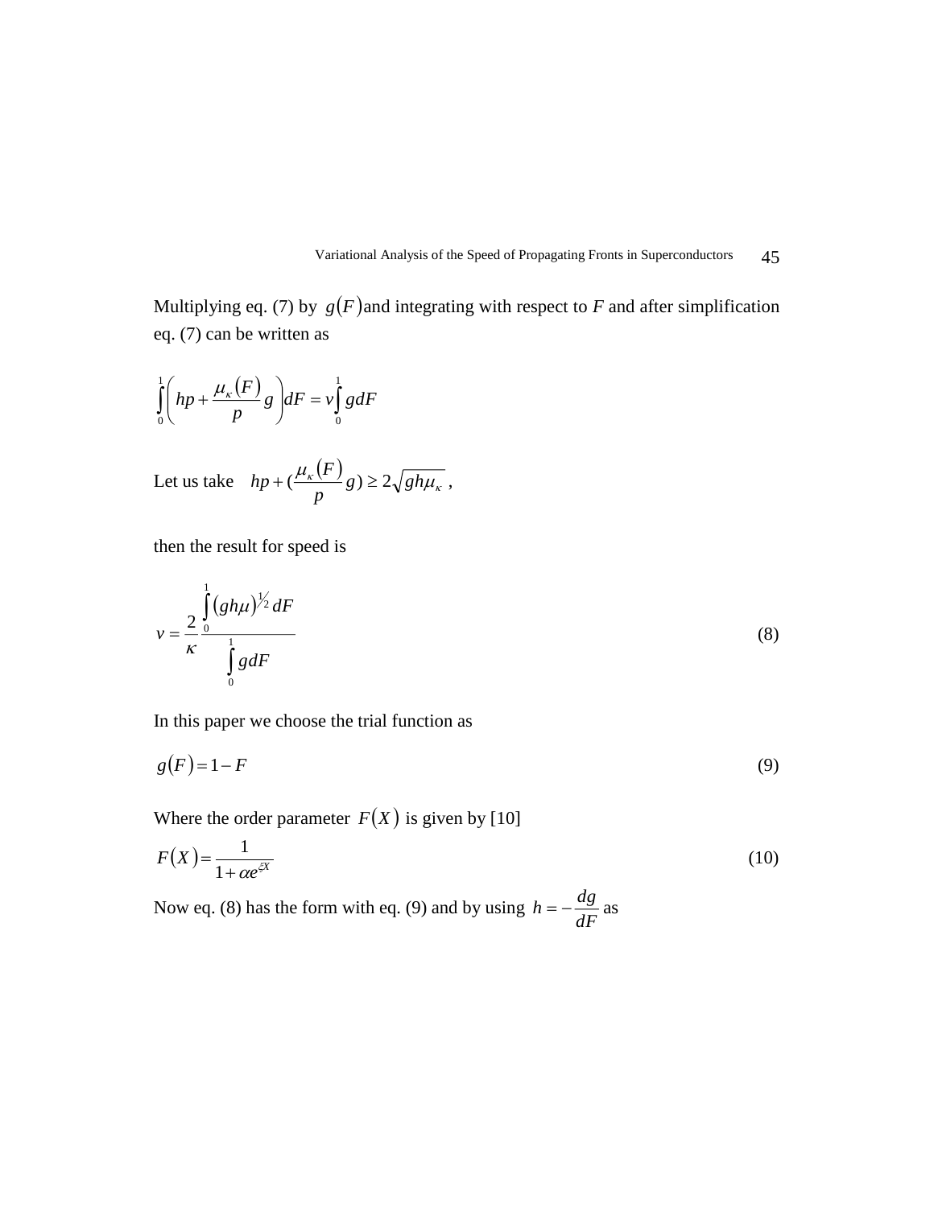Multiplying eq. (7) by $g(F)$ and integrating with respect to $F$ and after simplification eq. (7) can be written as

$$\int_0^1 \left( hp + \frac{\mu_\kappa(F)}{p} g \right) dF = v \int_0^1 g dF$$

Let us take $\quad hp + (\frac{\mu_\kappa(F)}{p} g) \geq 2\sqrt{gh\mu_\kappa}$ ,

then the result for speed is

$$v = \frac{2}{\kappa} \frac{\int_0^1 (gh\mu)^{1/2} dF}{\int_0^1 g dF} \tag{8}$$

In this paper we choose the trial function as

$$g(F) = 1 - F \tag{9}$$

Where the order parameter $F(X)$ is given by [10]

$$F(X) = \frac{1}{1 + \alpha e^{\xi X}} \tag{10}$$

Now eq. (8) has the form with eq. (9) and by using $h = -\dfrac{dg}{dF}$ as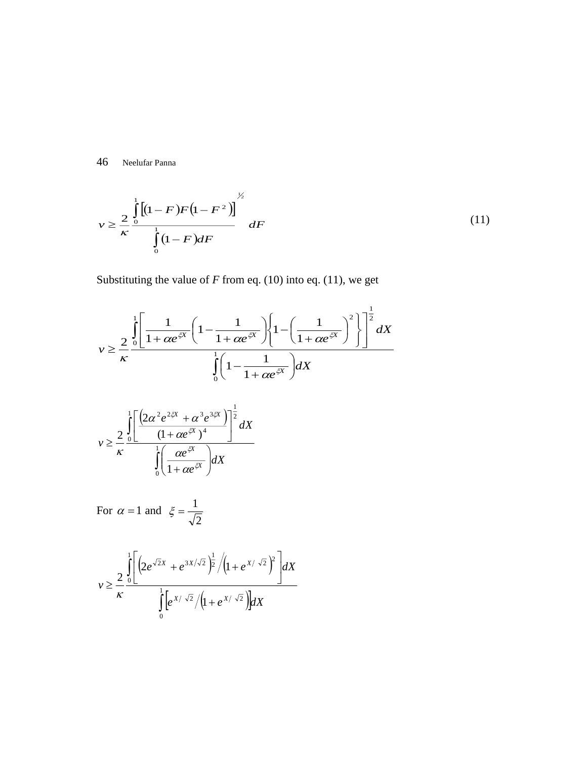$$v \geq \frac{2}{\kappa} \frac{\int_0^1 \left[(1-F)F\left(1-F^2\right)\right]^{1/2} dF}{\int_0^1 (1-F)dF} \tag{11}$$

Substituting the value of *F* from eq. (10) into eq. (11), we get

$$v \geq \frac{2}{\kappa} \frac{\int_0^1 \left[ \frac{1}{1+\alpha e^{\xi X}} \left(1 - \frac{1}{1+\alpha e^{\xi X}}\right) \left\{1 - \left(\frac{1}{1+\alpha e^{\xi X}}\right)^2 \right\} \right]^{\frac{1}{2}} dX}{\int_0^1 \left(1 - \frac{1}{1+\alpha e^{\xi X}}\right) dX}$$

$$v \geq \frac{2}{\kappa} \frac{\int_0^1 \left[ \frac{\left(2\alpha^2 e^{2\xi X} + \alpha^3 e^{3\xi X}\right)}{(1+\alpha e^{\xi X})^4} \right]^{\frac{1}{2}} dX}{\int_0^1 \left( \frac{\alpha e^{\xi X}}{1+\alpha e^{\xi X}} \right) dX}$$

For $\alpha = 1$ and $\xi = \frac{1}{\sqrt{2}}$

$$v \geq \frac{2}{\kappa} \frac{\int_0^1 \left[ \left(2e^{\sqrt{2}X} + e^{3X/\sqrt{2}}\right)^{\frac{1}{2}} \Big/ \left(1 + e^{X/\sqrt{2}}\right)^2 \right] dX}{\int_0^1 \left[ e^{X/\sqrt{2}} \Big/ \left(1 + e^{X/\sqrt{2}}\right) \right] dX}$$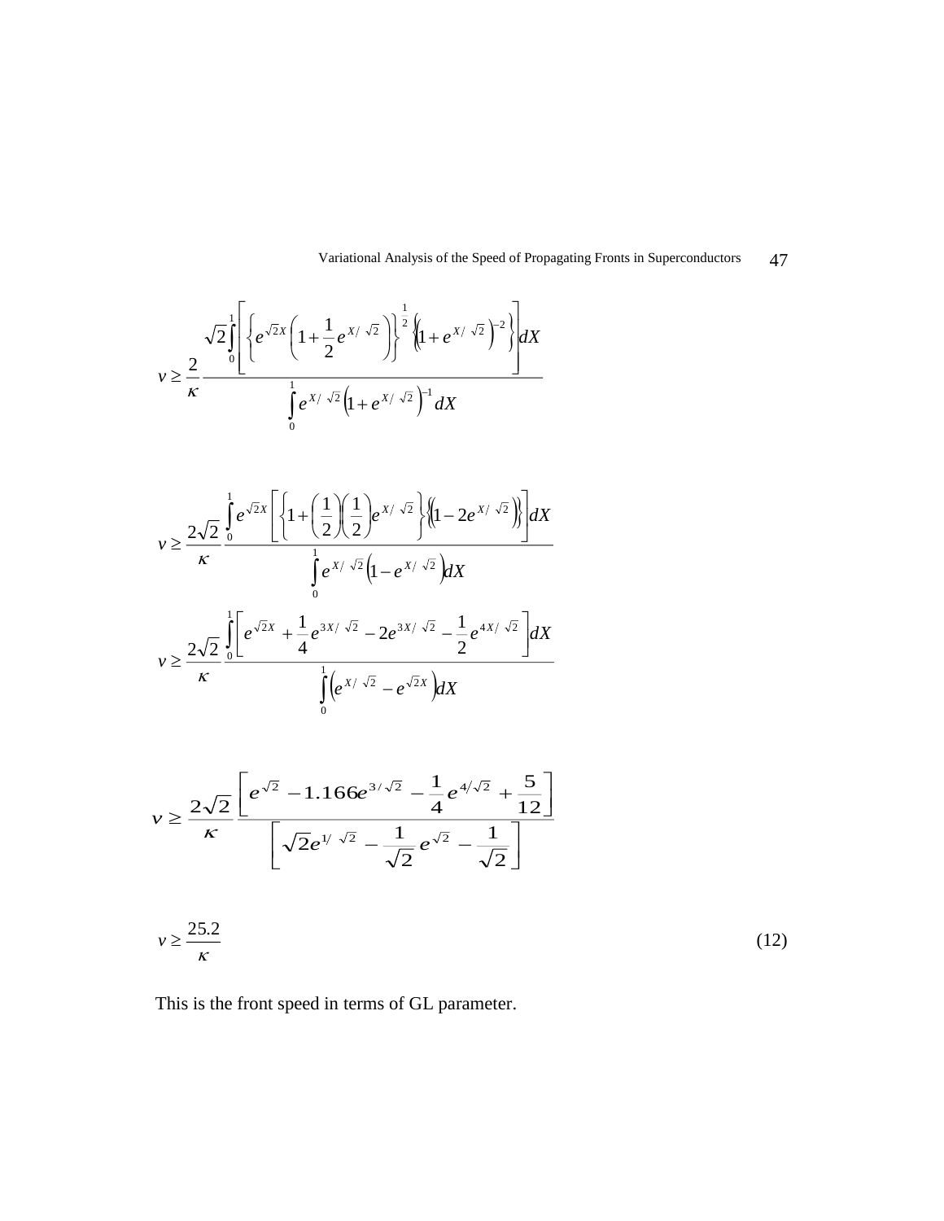$$v \geq \frac{2}{\kappa} \frac{\sqrt{2}\int_0^1 \left[ \left\{ e^{\sqrt{2}X}\left(1+\frac{1}{2}e^{X/\sqrt{2}}\right) \right\}^{\frac{1}{2}} \left\{ \left(1+e^{X/\sqrt{2}}\right)^{-2} \right\} \right] dX}{\int_0^1 e^{X/\sqrt{2}}\left(1+e^{X/\sqrt{2}}\right)^{-1} dX}$$

$$v \geq \frac{2\sqrt{2}}{\kappa} \frac{\int_0^1 e^{\sqrt{2}X} \left[ \left\{ 1+\left(\frac{1}{2}\right)\left(\frac{1}{2}\right)e^{X/\sqrt{2}} \right\} \left\{ \left(1-2e^{X/\sqrt{2}}\right) \right\} \right] dX}{\int_0^1 e^{X/\sqrt{2}}\left(1-e^{X/\sqrt{2}}\right) dX}$$

$$v \geq \frac{2\sqrt{2}}{\kappa} \frac{\int_0^1 \left[ e^{\sqrt{2}X} + \frac{1}{4}e^{3X/\sqrt{2}} - 2e^{3X/\sqrt{2}} - \frac{1}{2}e^{4X/\sqrt{2}} \right] dX}{\int_0^1 \left( e^{X/\sqrt{2}} - e^{\sqrt{2}X} \right) dX}$$

$$v \geq \frac{2\sqrt{2}}{\kappa} \frac{\left[ e^{\sqrt{2}} - 1.166 e^{3/\sqrt{2}} - \frac{1}{4}e^{4/\sqrt{2}} + \frac{5}{12} \right]}{\left[ \sqrt{2}e^{1/\sqrt{2}} - \frac{1}{\sqrt{2}}e^{\sqrt{2}} - \frac{1}{\sqrt{2}} \right]}$$

$$v \geq \frac{25.2}{\kappa} \tag{12}$$

This is the front speed in terms of GL parameter.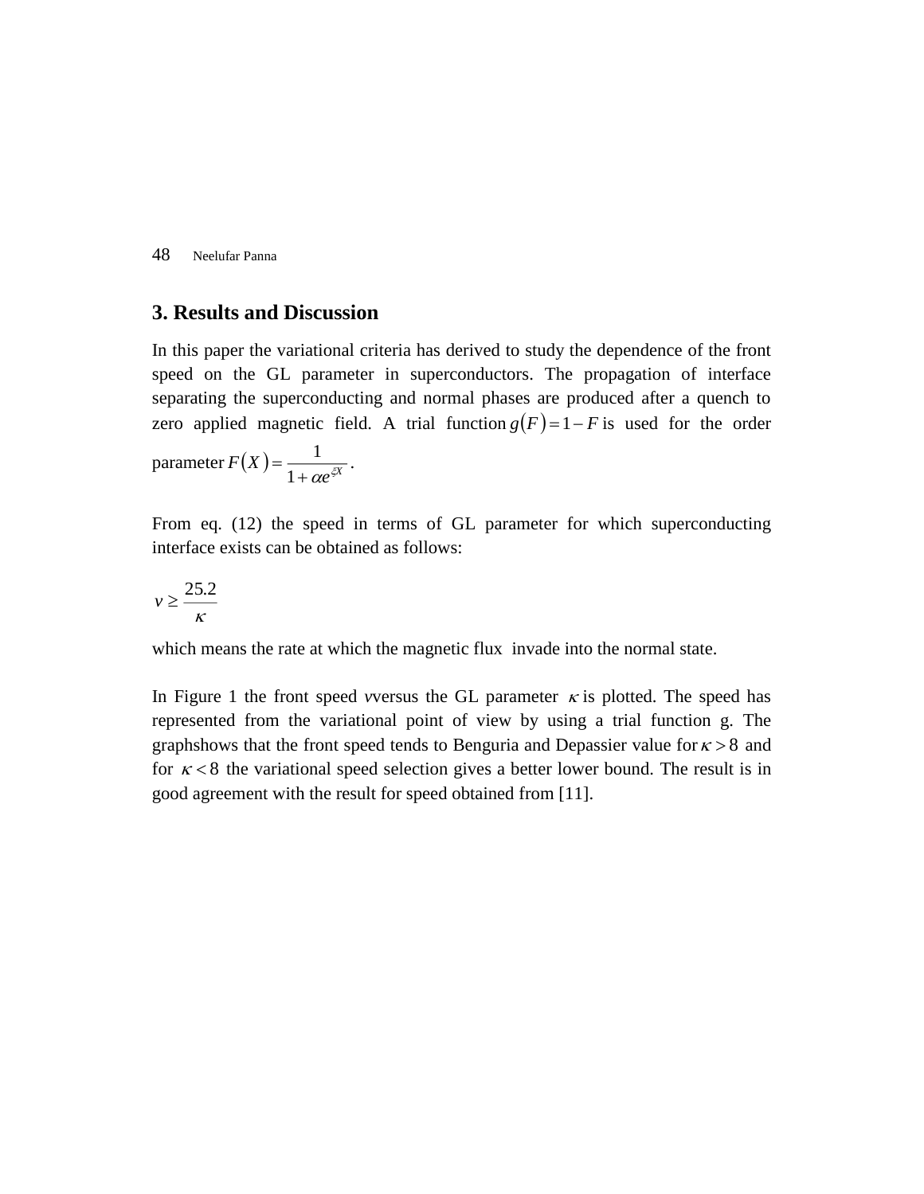## 3. Results and Discussion

In this paper the variational criteria has derived to study the dependence of the front speed on the GL parameter in superconductors. The propagation of interface separating the superconducting and normal phases are produced after a quench to zero applied magnetic field. A trial function $g(F) = 1 - F$ is used for the order parameter $F(X) = \dfrac{1}{1 + \alpha e^{\xi X}}$.

From eq. (12) the speed in terms of GL parameter for which superconducting interface exists can be obtained as follows:

$$v \geq \frac{25.2}{\kappa}$$

which means the rate at which the magnetic flux invade into the normal state.

In Figure 1 the front speed $v$versus the GL parameter $\kappa$ is plotted. The speed has represented from the variational point of view by using a trial function g. The graphshows that the front speed tends to Benguria and Depassier value for $\kappa > 8$ and for $\kappa < 8$ the variational speed selection gives a better lower bound. The result is in good agreement with the result for speed obtained from [11].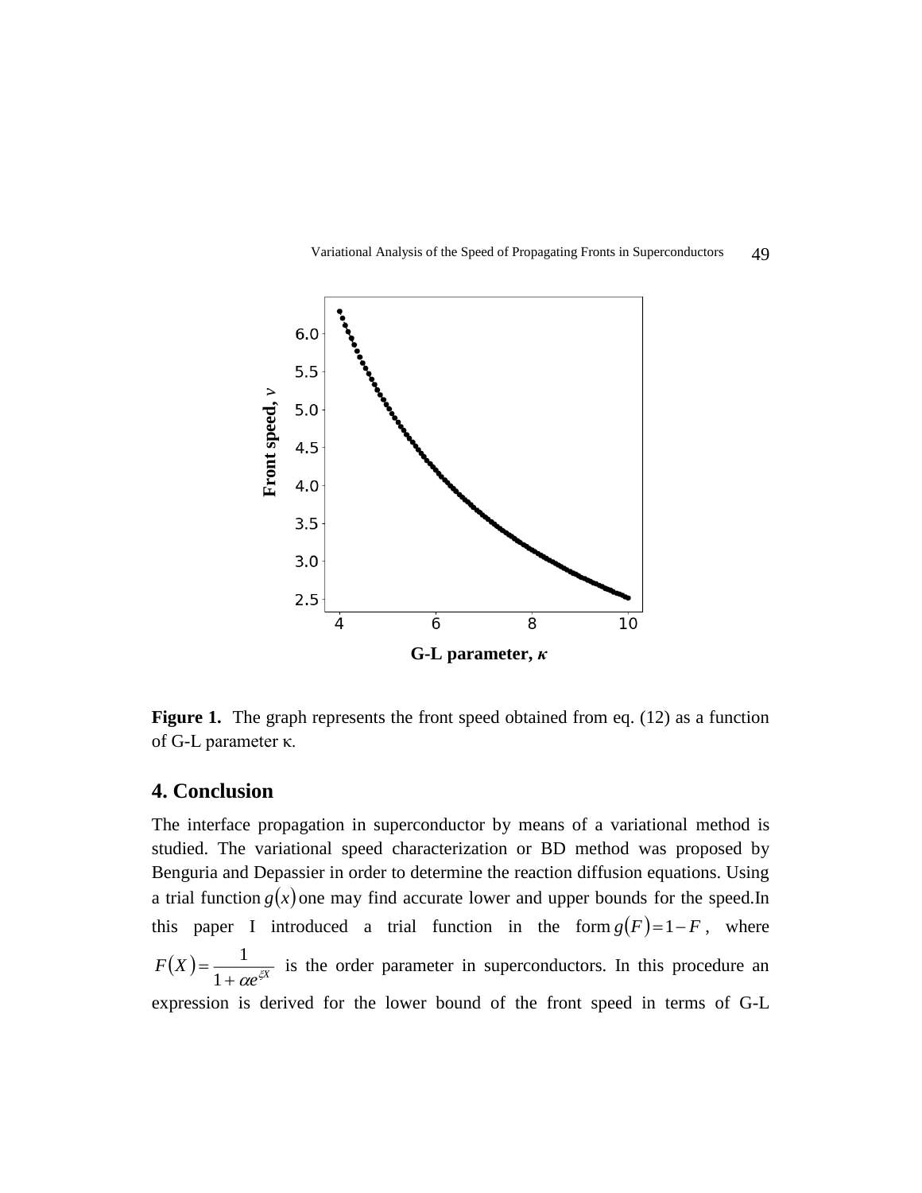**Figure 1.** The graph represents the front speed obtained from eq. (12) as a function of G-L parameter κ.

## 4. Conclusion

The interface propagation in superconductor by means of a variational method is studied. The variational speed characterization or BD method was proposed by Benguria and Depassier in order to determine the reaction diffusion equations. Using a trial function $g(x)$ one may find accurate lower and upper bounds for the speed.In this paper I introduced a trial function in the form $g(F)=1-F$, where $F(X)=\dfrac{1}{1+\alpha e^{\xi X}}$ is the order parameter in superconductors. In this procedure an expression is derived for the lower bound of the front speed in terms of G-L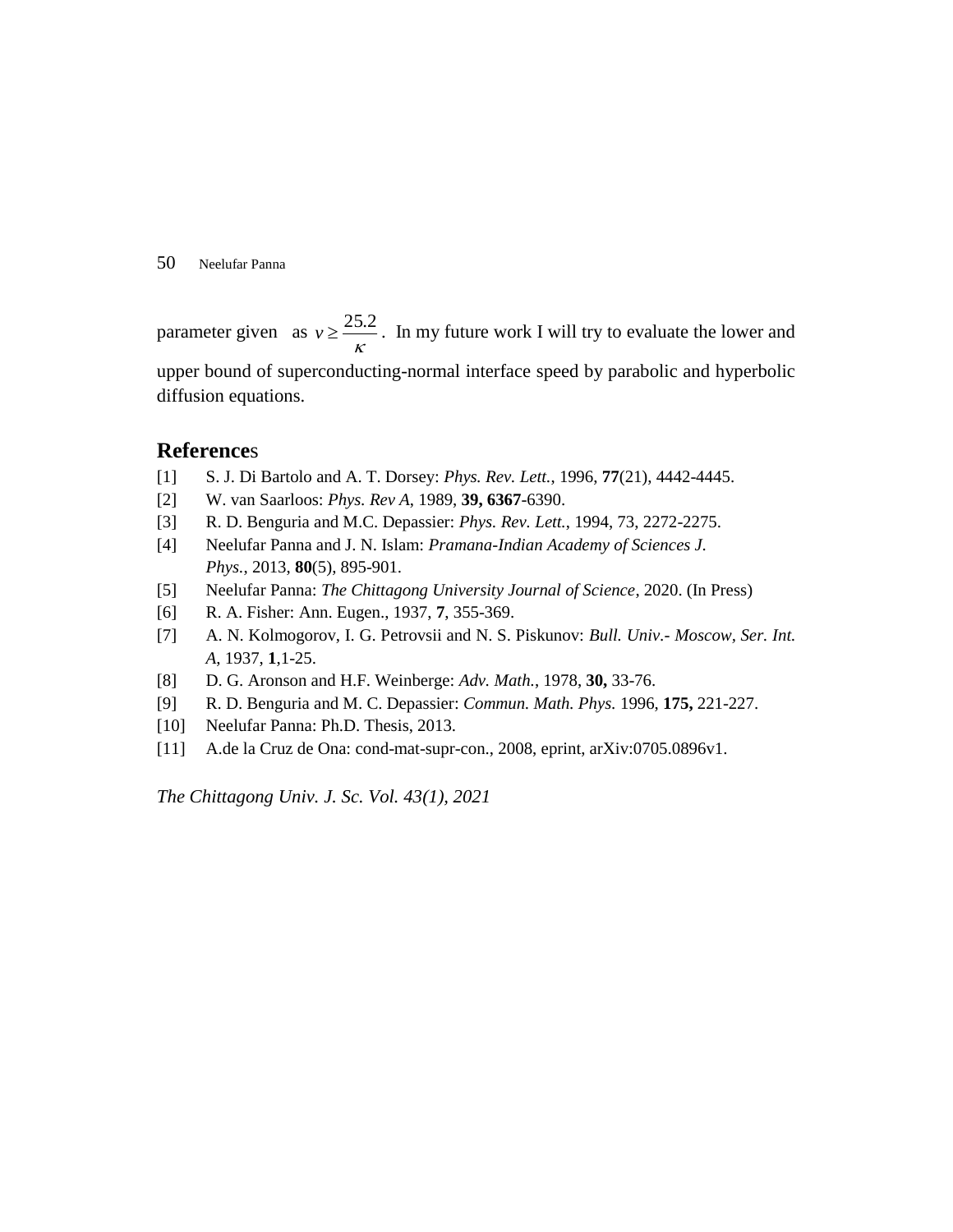parameter given as $v \geq \frac{25.2}{\kappa}$. In my future work I will try to evaluate the lower and upper bound of superconducting-normal interface speed by parabolic and hyperbolic diffusion equations.

## References

[1] S. J. Di Bartolo and A. T. Dorsey: *Phys. Rev. Lett.*, 1996, **77**(21), 4442-4445.

[2] W. van Saarloos: *Phys. Rev A*, 1989, **39, 6367**-6390.

[3] R. D. Benguria and M.C. Depassier: *Phys. Rev. Lett.*, 1994, 73, 2272-2275.

[4] Neelufar Panna and J. N. Islam: *Pramana-Indian Academy of Sciences J. Phys.*, 2013, **80**(5), 895-901.

[5] Neelufar Panna: *The Chittagong University Journal of Science*, 2020. (In Press)

[6] R. A. Fisher: Ann. Eugen., 1937, **7**, 355-369.

[7] A. N. Kolmogorov, I. G. Petrovsii and N. S. Piskunov: *Bull. Univ.- Moscow, Ser. Int. A*, 1937, **1**,1-25.

[8] D. G. Aronson and H.F. Weinberge: *Adv. Math.*, 1978, **30,** 33-76.

[9] R. D. Benguria and M. C. Depassier: *Commun. Math. Phys.* 1996, **175,** 221-227.

[10] Neelufar Panna: Ph.D. Thesis, 2013.

[11] A.de la Cruz de Ona: cond-mat-supr-con., 2008, eprint, arXiv:0705.0896v1.